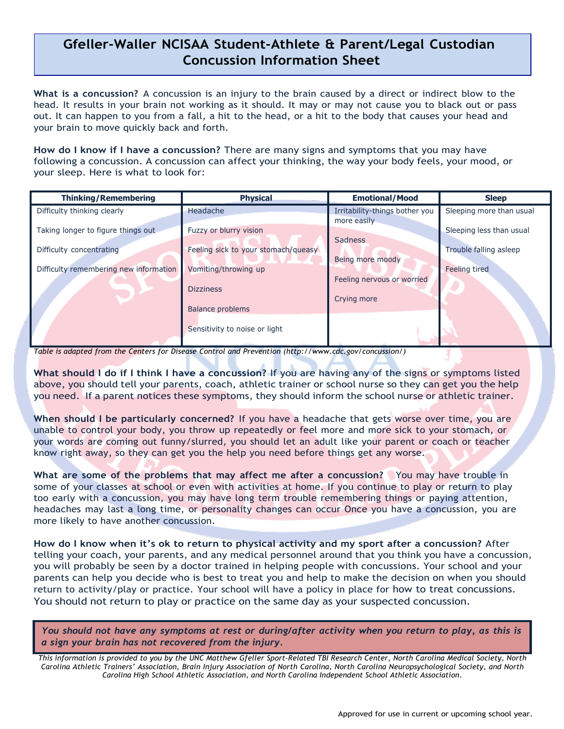# Gfeller-Waller NCISAA Student-Athlete & Parent/Legal Custodian Concussion Information Sheet

**What is a concussion?** A concussion is an injury to the brain caused by a direct or indirect blow to the head. It results in your brain not working as it should. It may or may not cause you to black out or pass out. It can happen to you from a fall, a hit to the head, or a hit to the body that causes your head and your brain to move quickly back and forth.

**How do I know if I have a concussion?** There are many signs and symptoms that you may have following a concussion. A concussion can affect your thinking, the way your body feels, your mood, or your sleep. Here is what to look for:

| Thinking/Remembering | Physical | Emotional/Mood | Sleep |
|---|---|---|---|
| Difficulty thinking clearly | Headache | Irritability-things bother you more easily | Sleeping more than usual |
| Taking longer to figure things out | Fuzzy or blurry vision | Sadness | Sleeping less than usual |
| Difficulty concentrating | Feeling sick to your stomach/queasy | Being more moody | Trouble falling asleep |
| Difficulty remembering new information | Vomiting/throwing up | Feeling nervous or worried | Feeling tired |
| | Dizziness | Crying more | |
| | Balance problems | | |
| | Sensitivity to noise or light | | |

*Table is adapted from the Centers for Disease Control and Prevention (http://www.cdc.gov/concussion/)*

**What should I do if I think I have a concussion?** If you are having any of the signs or symptoms listed above, you should tell your parents, coach, athletic trainer or school nurse so they can get you the help you need. If a parent notices these symptoms, they should inform the school nurse or athletic trainer.

**When should I be particularly concerned?** If you have a headache that gets worse over time, you are unable to control your body, you throw up repeatedly or feel more and more sick to your stomach, or your words are coming out funny/slurred, you should let an adult like your parent or coach or teacher know right away, so they can get you the help you need before things get any worse.

**What are some of the problems that may affect me after a concussion?** You may have trouble in some of your classes at school or even with activities at home. If you continue to play or return to play too early with a concussion, you may have long term trouble remembering things or paying attention, headaches may last a long time, or personality changes can occur Once you have a concussion, you are more likely to have another concussion.

**How do I know when it's ok to return to physical activity and my sport after a concussion?** After telling your coach, your parents, and any medical personnel around that you think you have a concussion, you will probably be seen by a doctor trained in helping people with concussions. Your school and your parents can help you decide who is best to treat you and help to make the decision on when you should return to activity/play or practice. Your school will have a policy in place for how to treat concussions. You should not return to play or practice on the same day as your suspected concussion.

***You should not have any symptoms at rest or during/after activity when you return to play, as this is a sign your brain has not recovered from the injury.***

*This information is provided to you by the UNC Matthew Gfeller Sport-Related TBI Research Center, North Carolina Medical Society, North Carolina Athletic Trainers' Association, Brain Injury Association of North Carolina, North Carolina Neuropsychological Society, and North Carolina High School Athletic Association, and North Carolina Independent School Athletic Association.*

Approved for use in current or upcoming school year.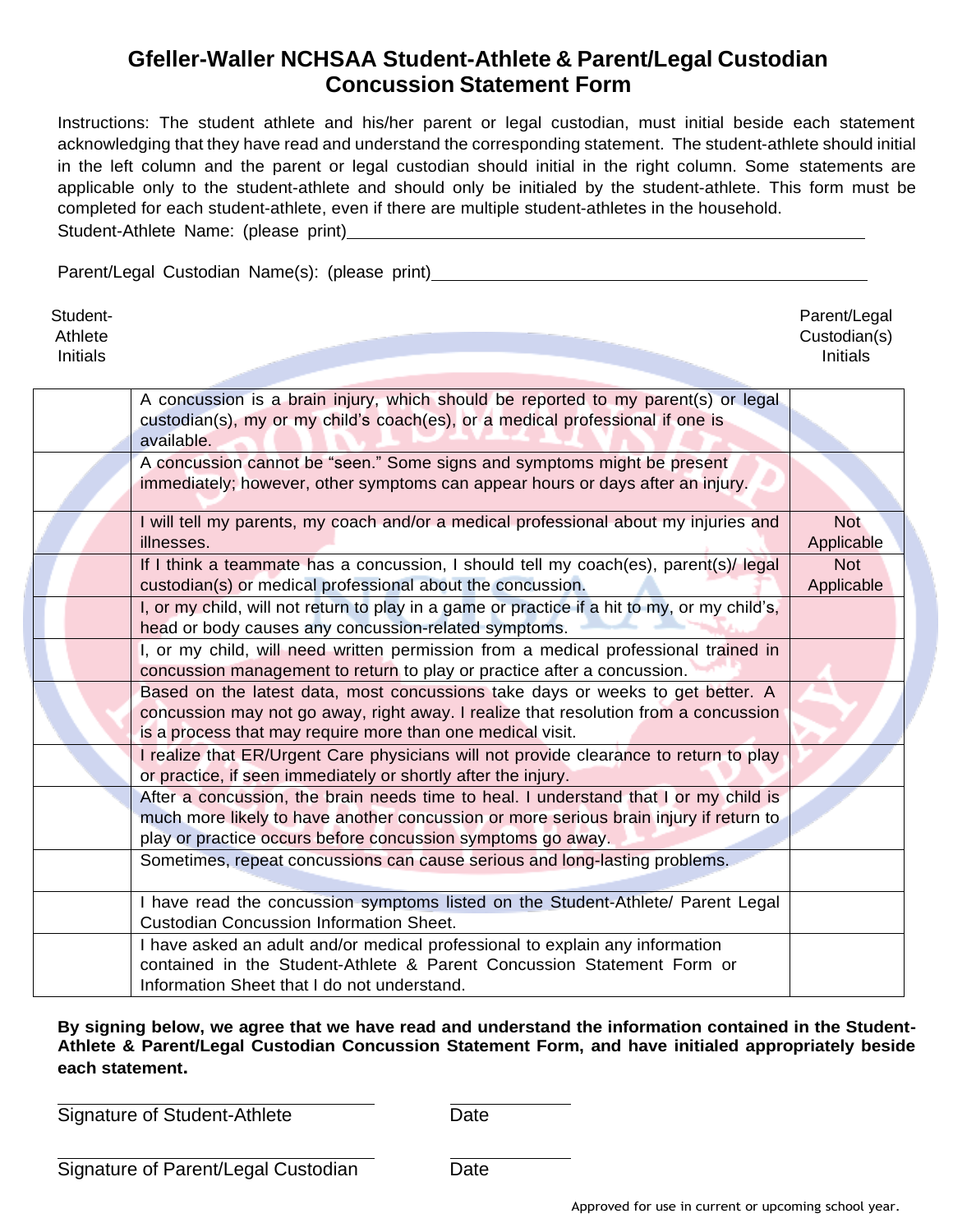# Gfeller-Waller NCHSAA Student-Athlete & Parent/Legal Custodian Concussion Statement Form

Instructions: The student athlete and his/her parent or legal custodian, must initial beside each statement acknowledging that they have read and understand the corresponding statement. The student-athlete should initial in the left column and the parent or legal custodian should initial in the right column. Some statements are applicable only to the student-athlete and should only be initialed by the student-athlete. This form must be completed for each student-athlete, even if there are multiple student-athletes in the household.

Student-Athlete Name: (please print)\_\_\_\_\_\_\_\_\_\_\_\_\_\_\_\_\_\_\_\_\_\_\_\_\_\_\_\_\_\_\_\_\_\_\_\_\_\_\_\_

Parent/Legal Custodian Name(s): (please print)\_\_\_\_\_\_\_\_\_\_\_\_\_\_\_\_\_\_\_\_\_\_\_\_\_\_\_\_\_\_\_\_\_\_

| Student-Athlete Initials | | Parent/Legal Custodian(s) Initials |
|---|---|---|
| | A concussion is a brain injury, which should be reported to my parent(s) or legal custodian(s), my or my child's coach(es), or a medical professional if one is available. | |
| | A concussion cannot be "seen." Some signs and symptoms might be present immediately; however, other symptoms can appear hours or days after an injury. | |
| | I will tell my parents, my coach and/or a medical professional about my injuries and illnesses. | Not Applicable |
| | If I think a teammate has a concussion, I should tell my coach(es), parent(s)/ legal custodian(s) or medical professional about the concussion. | Not Applicable |
| | I, or my child, will not return to play in a game or practice if a hit to my, or my child's, head or body causes any concussion-related symptoms. | |
| | I, or my child, will need written permission from a medical professional trained in concussion management to return to play or practice after a concussion. | |
| | Based on the latest data, most concussions take days or weeks to get better. A concussion may not go away, right away. I realize that resolution from a concussion is a process that may require more than one medical visit. | |
| | I realize that ER/Urgent Care physicians will not provide clearance to return to play or practice, if seen immediately or shortly after the injury. | |
| | After a concussion, the brain needs time to heal. I understand that I or my child is much more likely to have another concussion or more serious brain injury if return to play or practice occurs before concussion symptoms go away. | |
| | Sometimes, repeat concussions can cause serious and long-lasting problems. | |
| | I have read the concussion symptoms listed on the Student-Athlete/ Parent Legal Custodian Concussion Information Sheet. | |
| | I have asked an adult and/or medical professional to explain any information contained in the Student-Athlete & Parent Concussion Statement Form or Information Sheet that I do not understand. | |

**By signing below, we agree that we have read and understand the information contained in the Student-Athlete & Parent/Legal Custodian Concussion Statement Form, and have initialed appropriately beside each statement.**

\_\_\_\_\_\_\_\_\_\_\_\_\_\_\_\_\_\_\_\_\_\_\_\_\_\_\_\_\_\_ \_\_\_\_\_\_\_\_\_\_\_\_
Signature of Student-Athlete Date

\_\_\_\_\_\_\_\_\_\_\_\_\_\_\_\_\_\_\_\_\_\_\_\_\_\_\_\_\_\_ \_\_\_\_\_\_\_\_\_\_\_\_
Signature of Parent/Legal Custodian Date

Approved for use in current or upcoming school year.